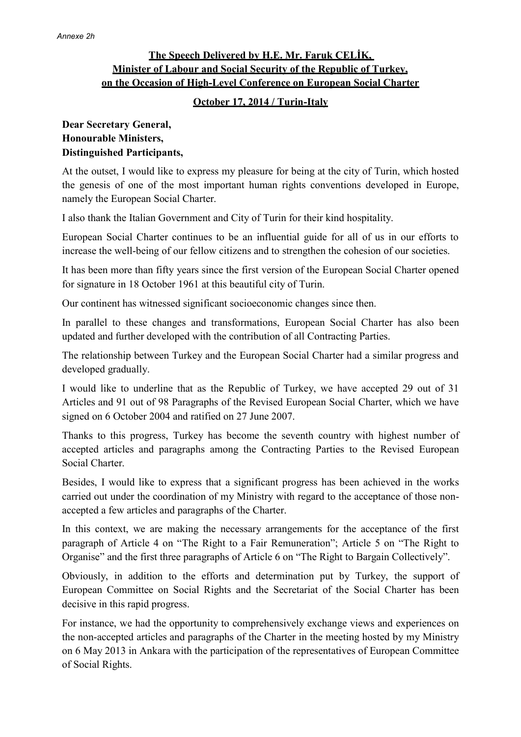*Annexe 2h*

**The Speech Delivered by H.E. Mr. Faruk ÇELİK, Minister of Labour and Social Security of the Republic of Turkey, on the Occasion of High-Level Conference on European Social Charter**

**October 17, 2014 / Turin-Italy**

**Dear Secretary General,**
**Honourable Ministers,**
**Distinguished Participants,**

At the outset, I would like to express my pleasure for being at the city of Turin, which hosted the genesis of one of the most important human rights conventions developed in Europe, namely the European Social Charter.

I also thank the Italian Government and City of Turin for their kind hospitality.

European Social Charter continues to be an influential guide for all of us in our efforts to increase the well-being of our fellow citizens and to strengthen the cohesion of our societies.

It has been more than fifty years since the first version of the European Social Charter opened for signature in 18 October 1961 at this beautiful city of Turin.

Our continent has witnessed significant socioeconomic changes since then.

In parallel to these changes and transformations, European Social Charter has also been updated and further developed with the contribution of all Contracting Parties.

The relationship between Turkey and the European Social Charter had a similar progress and developed gradually.

I would like to underline that as the Republic of Turkey, we have accepted 29 out of 31 Articles and 91 out of 98 Paragraphs of the Revised European Social Charter, which we have signed on 6 October 2004 and ratified on 27 June 2007.

Thanks to this progress, Turkey has become the seventh country with highest number of accepted articles and paragraphs among the Contracting Parties to the Revised European Social Charter.

Besides, I would like to express that a significant progress has been achieved in the works carried out under the coordination of my Ministry with regard to the acceptance of those non-accepted a few articles and paragraphs of the Charter.

In this context, we are making the necessary arrangements for the acceptance of the first paragraph of Article 4 on "The Right to a Fair Remuneration"; Article 5 on "The Right to Organise" and the first three paragraphs of Article 6 on "The Right to Bargain Collectively".

Obviously, in addition to the efforts and determination put by Turkey, the support of European Committee on Social Rights and the Secretariat of the Social Charter has been decisive in this rapid progress.

For instance, we had the opportunity to comprehensively exchange views and experiences on the non-accepted articles and paragraphs of the Charter in the meeting hosted by my Ministry on 6 May 2013 in Ankara with the participation of the representatives of European Committee of Social Rights.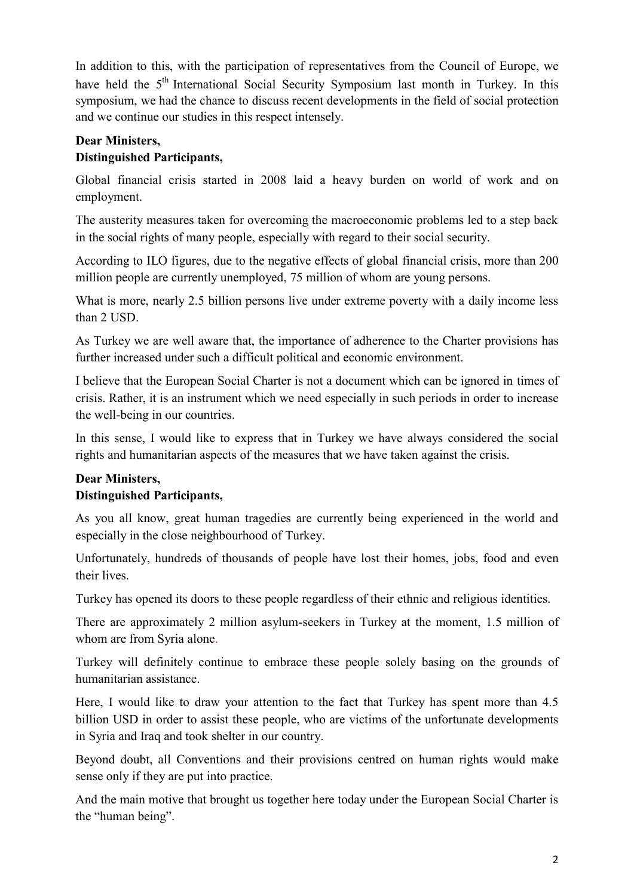In addition to this, with the participation of representatives from the Council of Europe, we have held the 5th International Social Security Symposium last month in Turkey. In this symposium, we had the chance to discuss recent developments in the field of social protection and we continue our studies in this respect intensely.

**Dear Ministers,**
**Distinguished Participants,**

Global financial crisis started in 2008 laid a heavy burden on world of work and on employment.

The austerity measures taken for overcoming the macroeconomic problems led to a step back in the social rights of many people, especially with regard to their social security.

According to ILO figures, due to the negative effects of global financial crisis, more than 200 million people are currently unemployed, 75 million of whom are young persons.

What is more, nearly 2.5 billion persons live under extreme poverty with a daily income less than 2 USD.

As Turkey we are well aware that, the importance of adherence to the Charter provisions has further increased under such a difficult political and economic environment.

I believe that the European Social Charter is not a document which can be ignored in times of crisis. Rather, it is an instrument which we need especially in such periods in order to increase the well-being in our countries.

In this sense, I would like to express that in Turkey we have always considered the social rights and humanitarian aspects of the measures that we have taken against the crisis.

**Dear Ministers,**
**Distinguished Participants,**

As you all know, great human tragedies are currently being experienced in the world and especially in the close neighbourhood of Turkey.

Unfortunately, hundreds of thousands of people have lost their homes, jobs, food and even their lives.

Turkey has opened its doors to these people regardless of their ethnic and religious identities.

There are approximately 2 million asylum-seekers in Turkey at the moment, 1.5 million of whom are from Syria alone.

Turkey will definitely continue to embrace these people solely basing on the grounds of humanitarian assistance.

Here, I would like to draw your attention to the fact that Turkey has spent more than 4.5 billion USD in order to assist these people, who are victims of the unfortunate developments in Syria and Iraq and took shelter in our country.

Beyond doubt, all Conventions and their provisions centred on human rights would make sense only if they are put into practice.

And the main motive that brought us together here today under the European Social Charter is the "human being".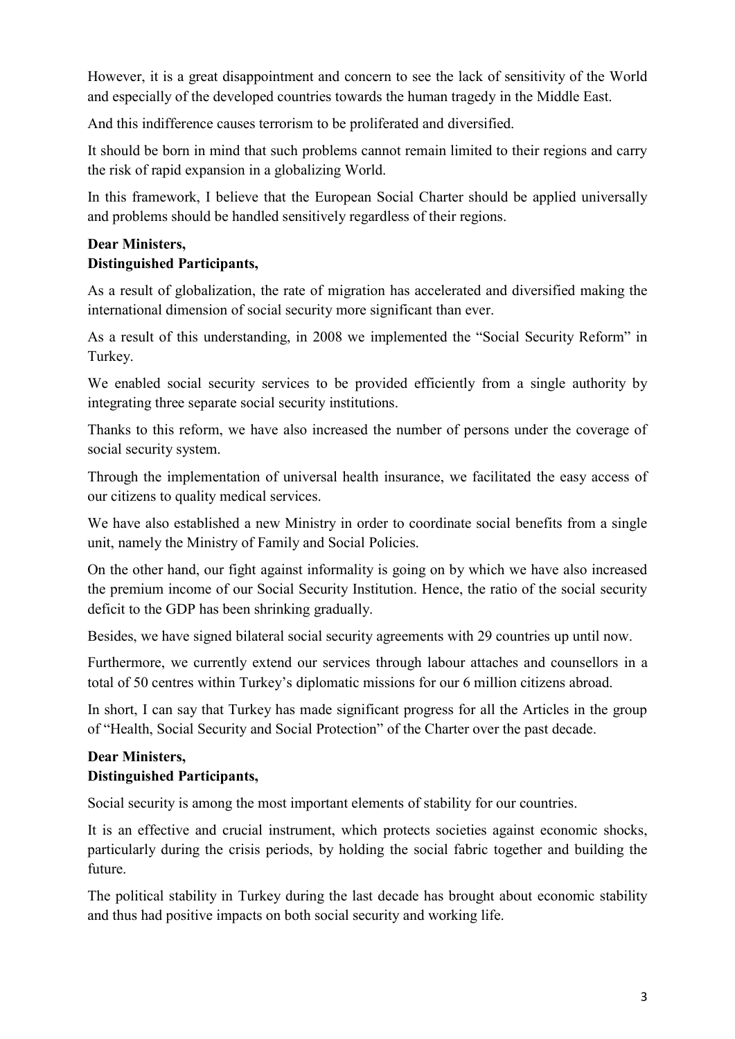However, it is a great disappointment and concern to see the lack of sensitivity of the World and especially of the developed countries towards the human tragedy in the Middle East.

And this indifference causes terrorism to be proliferated and diversified.

It should be born in mind that such problems cannot remain limited to their regions and carry the risk of rapid expansion in a globalizing World.

In this framework, I believe that the European Social Charter should be applied universally and problems should be handled sensitively regardless of their regions.

**Dear Ministers,**
**Distinguished Participants,**

As a result of globalization, the rate of migration has accelerated and diversified making the international dimension of social security more significant than ever.

As a result of this understanding, in 2008 we implemented the "Social Security Reform" in Turkey.

We enabled social security services to be provided efficiently from a single authority by integrating three separate social security institutions.

Thanks to this reform, we have also increased the number of persons under the coverage of social security system.

Through the implementation of universal health insurance, we facilitated the easy access of our citizens to quality medical services.

We have also established a new Ministry in order to coordinate social benefits from a single unit, namely the Ministry of Family and Social Policies.

On the other hand, our fight against informality is going on by which we have also increased the premium income of our Social Security Institution. Hence, the ratio of the social security deficit to the GDP has been shrinking gradually.

Besides, we have signed bilateral social security agreements with 29 countries up until now.

Furthermore, we currently extend our services through labour attaches and counsellors in a total of 50 centres within Turkey's diplomatic missions for our 6 million citizens abroad.

In short, I can say that Turkey has made significant progress for all the Articles in the group of "Health, Social Security and Social Protection" of the Charter over the past decade.

**Dear Ministers,**
**Distinguished Participants,**

Social security is among the most important elements of stability for our countries.

It is an effective and crucial instrument, which protects societies against economic shocks, particularly during the crisis periods, by holding the social fabric together and building the future.

The political stability in Turkey during the last decade has brought about economic stability and thus had positive impacts on both social security and working life.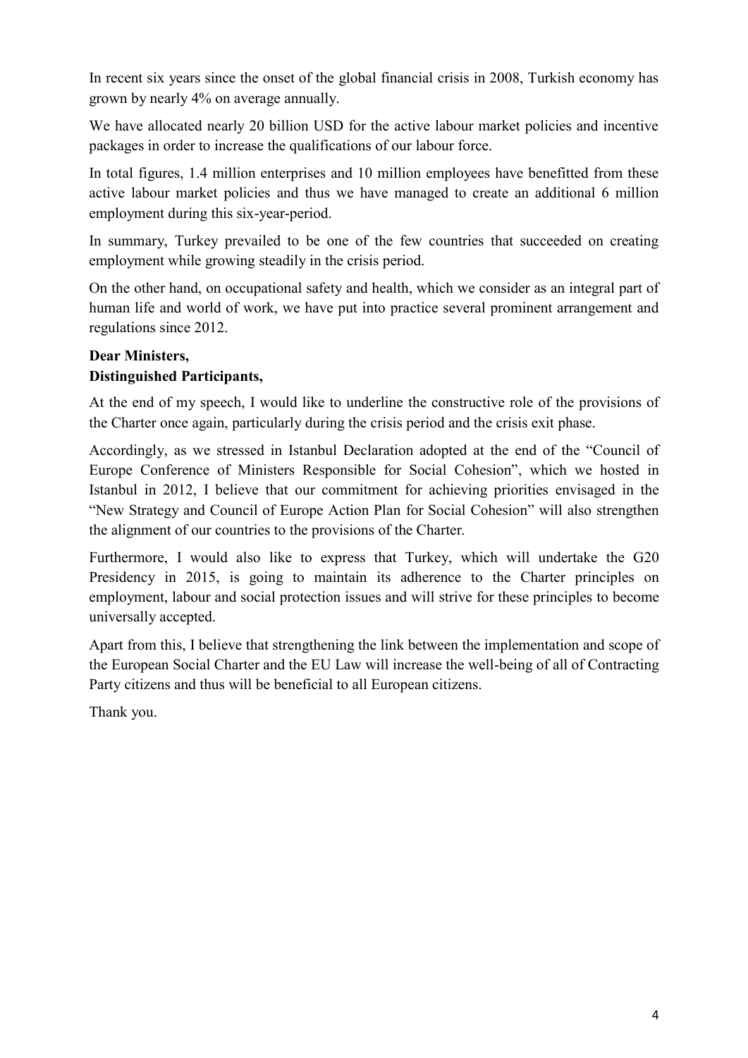In recent six years since the onset of the global financial crisis in 2008, Turkish economy has grown by nearly 4% on average annually.

We have allocated nearly 20 billion USD for the active labour market policies and incentive packages in order to increase the qualifications of our labour force.

In total figures, 1.4 million enterprises and 10 million employees have benefitted from these active labour market policies and thus we have managed to create an additional 6 million employment during this six-year-period.

In summary, Turkey prevailed to be one of the few countries that succeeded on creating employment while growing steadily in the crisis period.

On the other hand, on occupational safety and health, which we consider as an integral part of human life and world of work, we have put into practice several prominent arrangement and regulations since 2012.

**Dear Ministers,**
**Distinguished Participants,**

At the end of my speech, I would like to underline the constructive role of the provisions of the Charter once again, particularly during the crisis period and the crisis exit phase.

Accordingly, as we stressed in Istanbul Declaration adopted at the end of the "Council of Europe Conference of Ministers Responsible for Social Cohesion", which we hosted in Istanbul in 2012, I believe that our commitment for achieving priorities envisaged in the "New Strategy and Council of Europe Action Plan for Social Cohesion" will also strengthen the alignment of our countries to the provisions of the Charter.

Furthermore, I would also like to express that Turkey, which will undertake the G20 Presidency in 2015, is going to maintain its adherence to the Charter principles on employment, labour and social protection issues and will strive for these principles to become universally accepted.

Apart from this, I believe that strengthening the link between the implementation and scope of the European Social Charter and the EU Law will increase the well-being of all of Contracting Party citizens and thus will be beneficial to all European citizens.

Thank you.